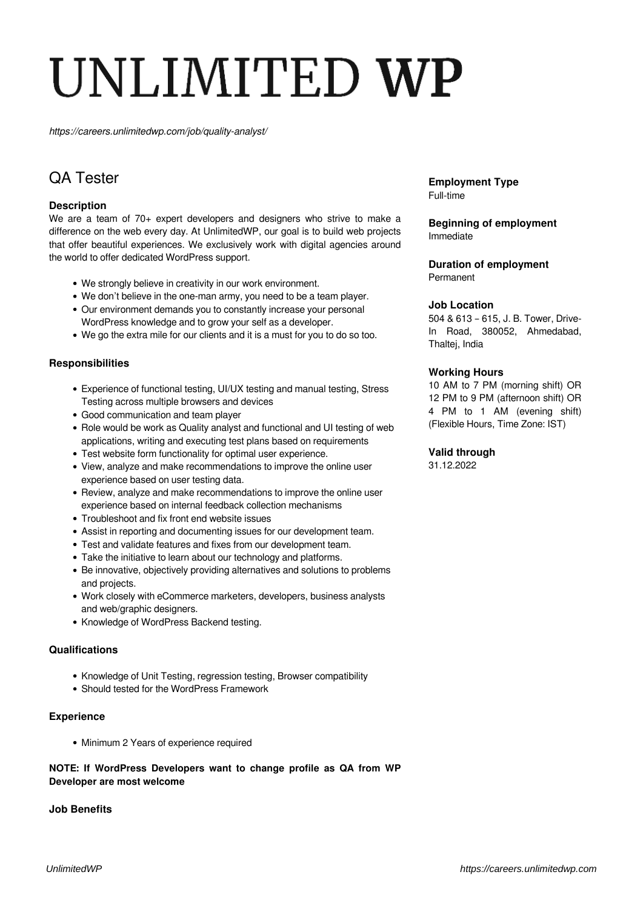# UNLIMITED **WP**

*https://careers.unlimitedwp.com/job/quality-analyst/*

## QA Tester

### Description

We are a team of 70+ expert developers and designers who strive to make a difference on the web every day. At UnlimitedWP, our goal is to build web projects that offer beautiful experiences. We exclusively work with digital agencies around the world to offer dedicated WordPress support.

- We strongly believe in creativity in our work environment.
- We don't believe in the one-man army, you need to be a team player.
- Our environment demands you to constantly increase your personal WordPress knowledge and to grow your self as a developer.
- We go the extra mile for our clients and it is a must for you to do so too.

### Responsibilities

- Experience of functional testing, UI/UX testing and manual testing, Stress Testing across multiple browsers and devices
- Good communication and team player
- Role would be work as Quality analyst and functional and UI testing of web applications, writing and executing test plans based on requirements
- Test website form functionality for optimal user experience.
- View, analyze and make recommendations to improve the online user experience based on user testing data.
- Review, analyze and make recommendations to improve the online user experience based on internal feedback collection mechanisms
- Troubleshoot and fix front end website issues
- Assist in reporting and documenting issues for our development team.
- Test and validate features and fixes from our development team.
- Take the initiative to learn about our technology and platforms.
- Be innovative, objectively providing alternatives and solutions to problems and projects.
- Work closely with eCommerce marketers, developers, business analysts and web/graphic designers.
- Knowledge of WordPress Backend testing.

### Qualifications

- Knowledge of Unit Testing, regression testing, Browser compatibility
- Should tested for the WordPress Framework

### Experience

- Minimum 2 Years of experience required

**NOTE: If WordPress Developers want to change profile as QA from WP Developer are most welcome**

### Job Benefits

**Employment Type**
Full-time

**Beginning of employment**
Immediate

**Duration of employment**
Permanent

**Job Location**
504 & 613 – 615, J. B. Tower, Drive-In Road, 380052, Ahmedabad, Thaltej, India

**Working Hours**
10 AM to 7 PM (morning shift) OR 12 PM to 9 PM (afternoon shift) OR 4 PM to 1 AM (evening shift) (Flexible Hours, Time Zone: IST)

**Valid through**
31.12.2022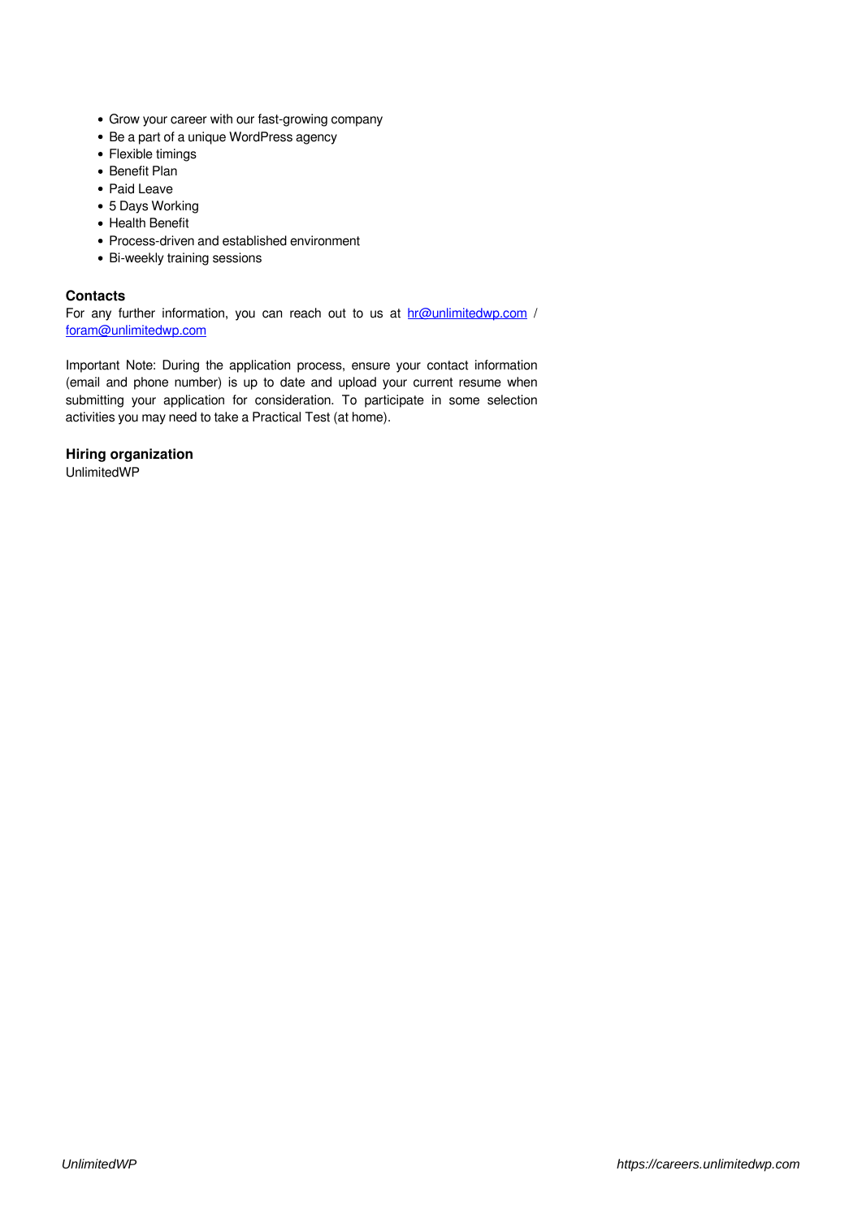- Grow your career with our fast-growing company
- Be a part of a unique WordPress agency
- Flexible timings
- Benefit Plan
- Paid Leave
- 5 Days Working
- Health Benefit
- Process-driven and established environment
- Bi-weekly training sessions

**Contacts**

For any further information, you can reach out to us at hr@unlimitedwp.com / foram@unlimitedwp.com

Important Note: During the application process, ensure your contact information (email and phone number) is up to date and upload your current resume when submitting your application for consideration. To participate in some selection activities you may need to take a Practical Test (at home).

**Hiring organization**

UnlimitedWP